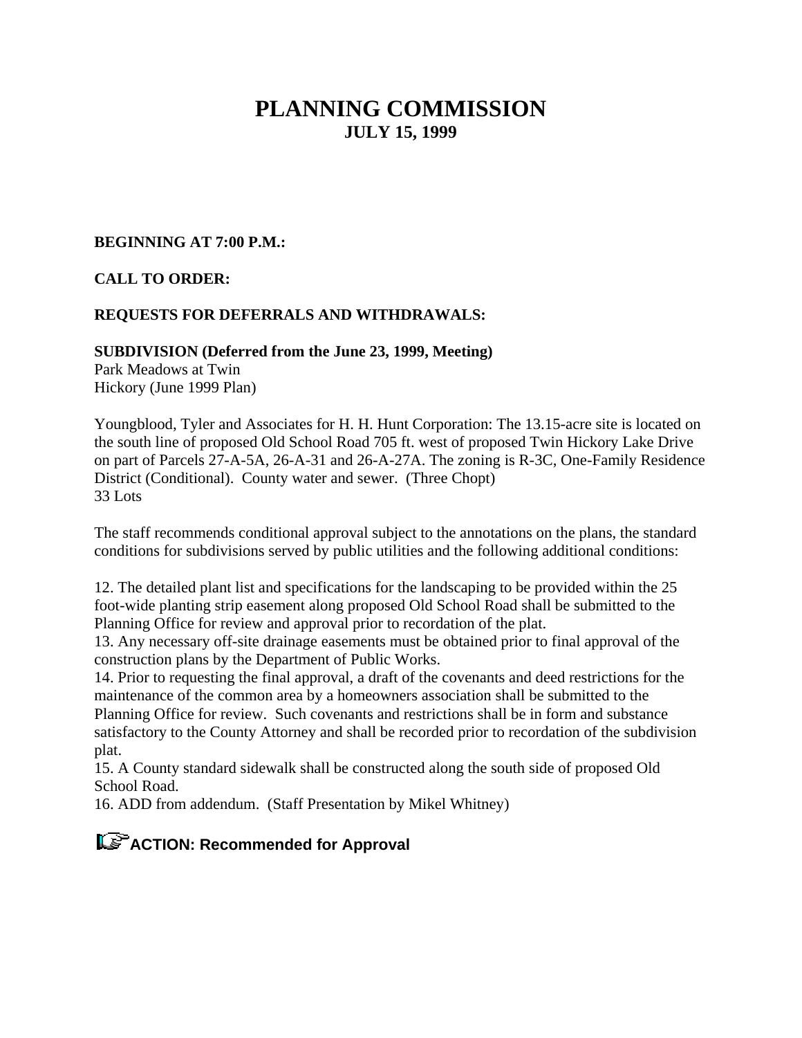# PLANNING COMMISSION
## JULY 15, 1999

**BEGINNING AT 7:00 P.M.:**

**CALL TO ORDER:**

**REQUESTS FOR DEFERRALS AND WITHDRAWALS:**

**SUBDIVISION (Deferred from the June 23, 1999, Meeting)**
Park Meadows at Twin
Hickory (June 1999 Plan)

Youngblood, Tyler and Associates for H. H. Hunt Corporation: The 13.15-acre site is located on the south line of proposed Old School Road 705 ft. west of proposed Twin Hickory Lake Drive on part of Parcels 27-A-5A, 26-A-31 and 26-A-27A. The zoning is R-3C, One-Family Residence District (Conditional). County water and sewer. (Three Chopt)
33 Lots

The staff recommends conditional approval subject to the annotations on the plans, the standard conditions for subdivisions served by public utilities and the following additional conditions:

12. The detailed plant list and specifications for the landscaping to be provided within the 25 foot-wide planting strip easement along proposed Old School Road shall be submitted to the Planning Office for review and approval prior to recordation of the plat.
13. Any necessary off-site drainage easements must be obtained prior to final approval of the construction plans by the Department of Public Works.
14. Prior to requesting the final approval, a draft of the covenants and deed restrictions for the maintenance of the common area by a homeowners association shall be submitted to the Planning Office for review. Such covenants and restrictions shall be in form and substance satisfactory to the County Attorney and shall be recorded prior to recordation of the subdivision plat.
15. A County standard sidewalk shall be constructed along the south side of proposed Old School Road.
16. ADD from addendum. (Staff Presentation by Mikel Whitney)

**ACTION: Recommended for Approval**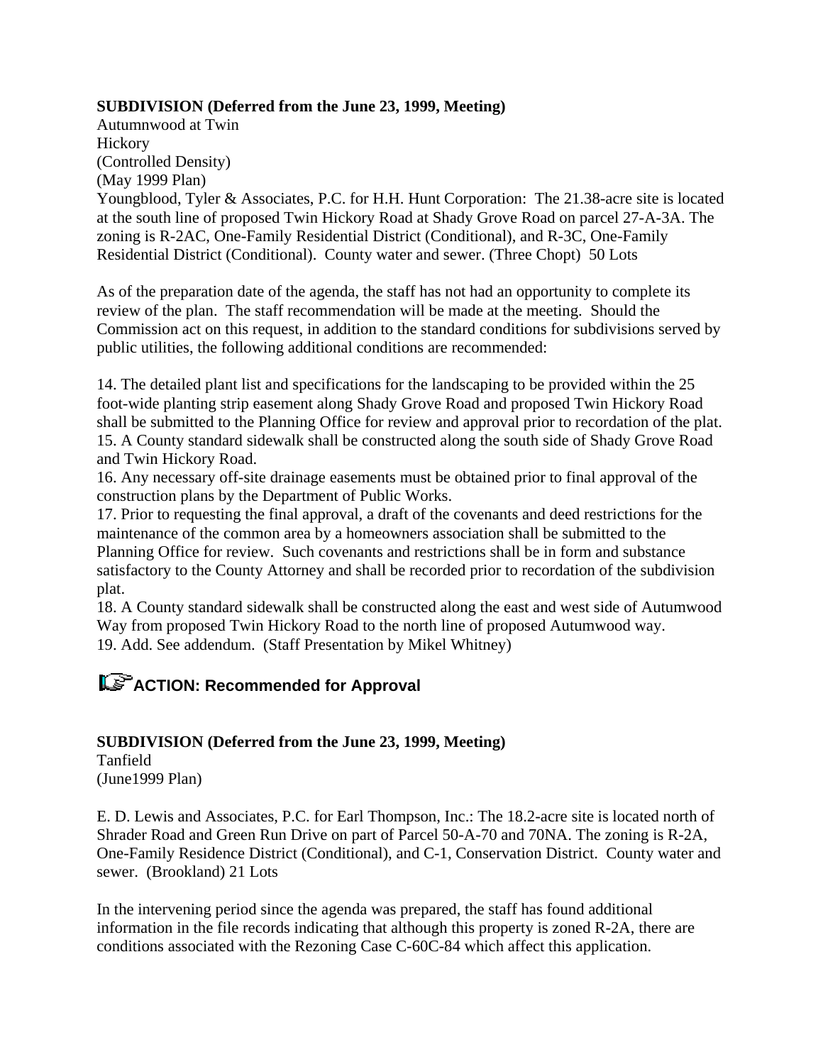**SUBDIVISION (Deferred from the June 23, 1999, Meeting)**

Autumnwood at Twin
Hickory
(Controlled Density)
(May 1999 Plan)
Youngblood, Tyler & Associates, P.C. for H.H. Hunt Corporation: The 21.38-acre site is located at the south line of proposed Twin Hickory Road at Shady Grove Road on parcel 27-A-3A. The zoning is R-2AC, One-Family Residential District (Conditional), and R-3C, One-Family Residential District (Conditional). County water and sewer. (Three Chopt) 50 Lots

As of the preparation date of the agenda, the staff has not had an opportunity to complete its review of the plan. The staff recommendation will be made at the meeting. Should the Commission act on this request, in addition to the standard conditions for subdivisions served by public utilities, the following additional conditions are recommended:

14. The detailed plant list and specifications for the landscaping to be provided within the 25 foot-wide planting strip easement along Shady Grove Road and proposed Twin Hickory Road shall be submitted to the Planning Office for review and approval prior to recordation of the plat.
15. A County standard sidewalk shall be constructed along the south side of Shady Grove Road and Twin Hickory Road.
16. Any necessary off-site drainage easements must be obtained prior to final approval of the construction plans by the Department of Public Works.
17. Prior to requesting the final approval, a draft of the covenants and deed restrictions for the maintenance of the common area by a homeowners association shall be submitted to the Planning Office for review. Such covenants and restrictions shall be in form and substance satisfactory to the County Attorney and shall be recorded prior to recordation of the subdivision plat.
18. A County standard sidewalk shall be constructed along the east and west side of Autumwood Way from proposed Twin Hickory Road to the north line of proposed Autumwood way.
19. Add. See addendum. (Staff Presentation by Mikel Whitney)

## ACTION: Recommended for Approval

**SUBDIVISION (Deferred from the June 23, 1999, Meeting)**

Tanfield
(June1999 Plan)

E. D. Lewis and Associates, P.C. for Earl Thompson, Inc.: The 18.2-acre site is located north of Shrader Road and Green Run Drive on part of Parcel 50-A-70 and 70NA. The zoning is R-2A, One-Family Residence District (Conditional), and C-1, Conservation District. County water and sewer. (Brookland) 21 Lots

In the intervening period since the agenda was prepared, the staff has found additional information in the file records indicating that although this property is zoned R-2A, there are conditions associated with the Rezoning Case C-60C-84 which affect this application.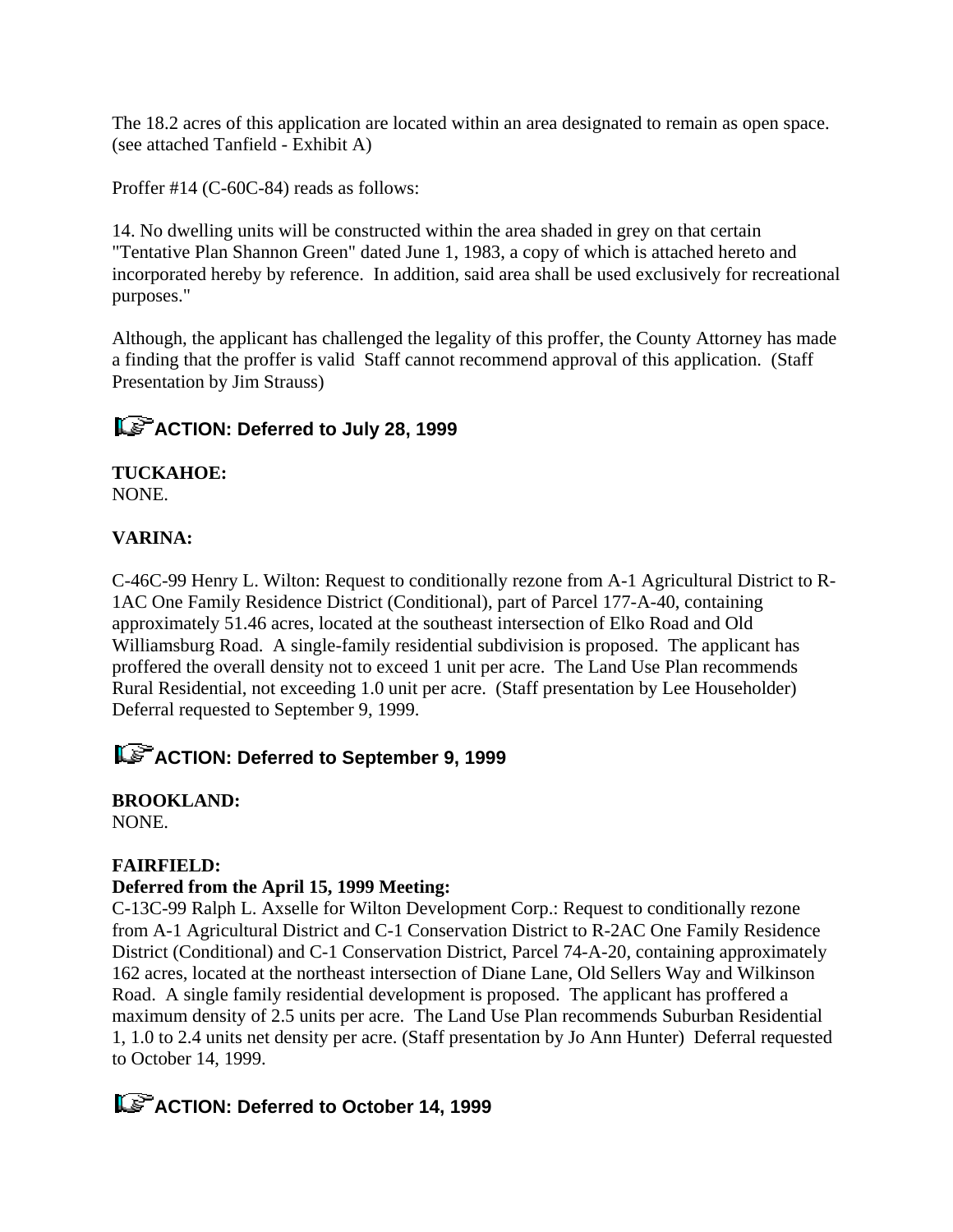The 18.2 acres of this application are located within an area designated to remain as open space. (see attached Tanfield - Exhibit A)

Proffer #14 (C-60C-84) reads as follows:

14. No dwelling units will be constructed within the area shaded in grey on that certain "Tentative Plan Shannon Green" dated June 1, 1983, a copy of which is attached hereto and incorporated hereby by reference. In addition, said area shall be used exclusively for recreational purposes."

Although, the applicant has challenged the legality of this proffer, the County Attorney has made a finding that the proffer is valid Staff cannot recommend approval of this application. (Staff Presentation by Jim Strauss)

### ACTION: Deferred to July 28, 1999

**TUCKAHOE:**
NONE.

**VARINA:**

C-46C-99 Henry L. Wilton: Request to conditionally rezone from A-1 Agricultural District to R-1AC One Family Residence District (Conditional), part of Parcel 177-A-40, containing approximately 51.46 acres, located at the southeast intersection of Elko Road and Old Williamsburg Road. A single-family residential subdivision is proposed. The applicant has proffered the overall density not to exceed 1 unit per acre. The Land Use Plan recommends Rural Residential, not exceeding 1.0 unit per acre. (Staff presentation by Lee Householder) Deferral requested to September 9, 1999.

### ACTION: Deferred to September 9, 1999

**BROOKLAND:**
NONE.

**FAIRFIELD:**
**Deferred from the April 15, 1999 Meeting:**
C-13C-99 Ralph L. Axselle for Wilton Development Corp.: Request to conditionally rezone from A-1 Agricultural District and C-1 Conservation District to R-2AC One Family Residence District (Conditional) and C-1 Conservation District, Parcel 74-A-20, containing approximately 162 acres, located at the northeast intersection of Diane Lane, Old Sellers Way and Wilkinson Road. A single family residential development is proposed. The applicant has proffered a maximum density of 2.5 units per acre. The Land Use Plan recommends Suburban Residential 1, 1.0 to 2.4 units net density per acre. (Staff presentation by Jo Ann Hunter) Deferral requested to October 14, 1999.

### ACTION: Deferred to October 14, 1999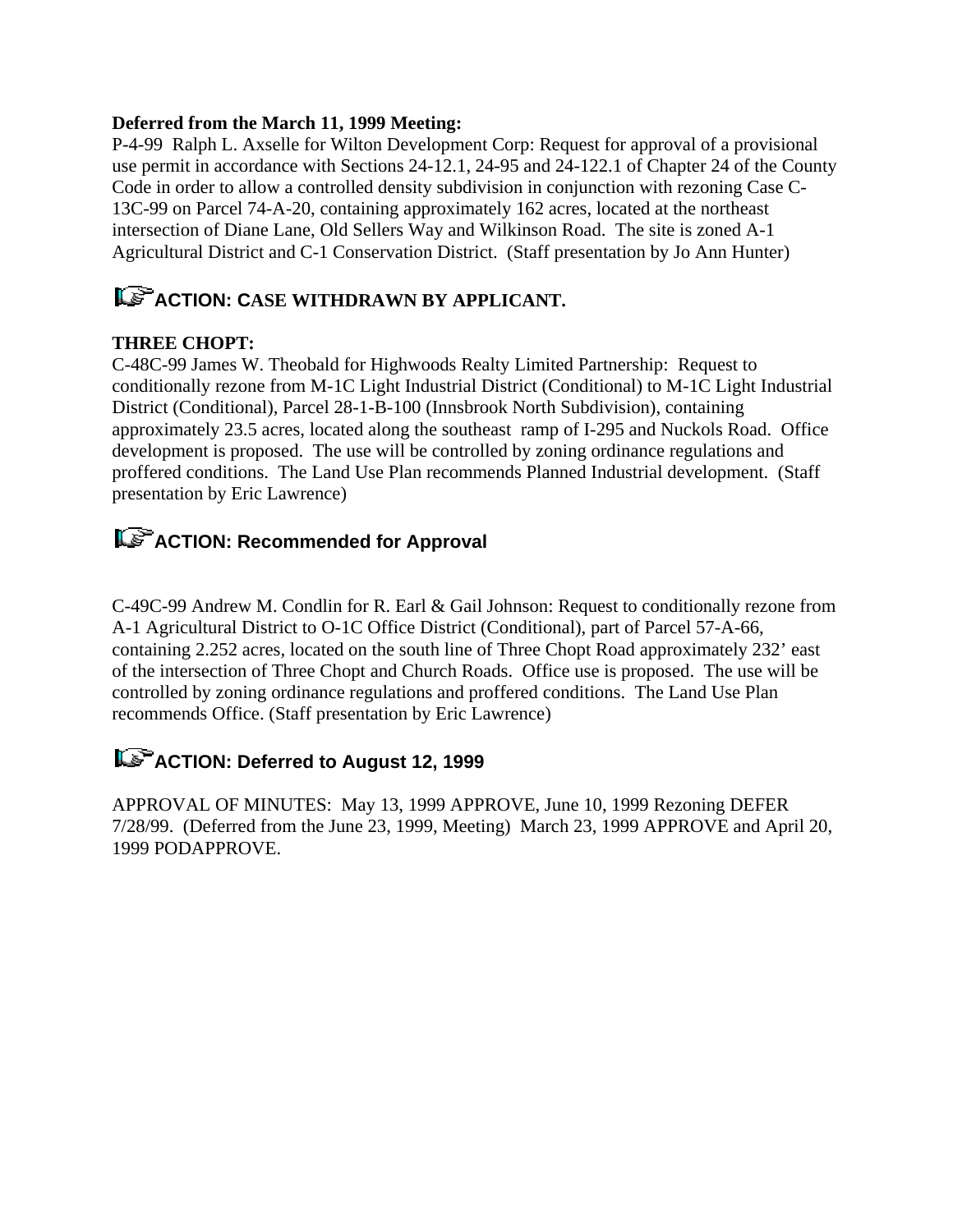**Deferred from the March 11, 1999 Meeting:**

P-4-99 Ralph L. Axselle for Wilton Development Corp: Request for approval of a provisional use permit in accordance with Sections 24-12.1, 24-95 and 24-122.1 of Chapter 24 of the County Code in order to allow a controlled density subdivision in conjunction with rezoning Case C-13C-99 on Parcel 74-A-20, containing approximately 162 acres, located at the northeast intersection of Diane Lane, Old Sellers Way and Wilkinson Road. The site is zoned A-1 Agricultural District and C-1 Conservation District. (Staff presentation by Jo Ann Hunter)

**ACTION: CASE WITHDRAWN BY APPLICANT.**

**THREE CHOPT:**

C-48C-99 James W. Theobald for Highwoods Realty Limited Partnership: Request to conditionally rezone from M-1C Light Industrial District (Conditional) to M-1C Light Industrial District (Conditional), Parcel 28-1-B-100 (Innsbrook North Subdivision), containing approximately 23.5 acres, located along the southeast ramp of I-295 and Nuckols Road. Office development is proposed. The use will be controlled by zoning ordinance regulations and proffered conditions. The Land Use Plan recommends Planned Industrial development. (Staff presentation by Eric Lawrence)

**ACTION: Recommended for Approval**

C-49C-99 Andrew M. Condlin for R. Earl & Gail Johnson: Request to conditionally rezone from A-1 Agricultural District to O-1C Office District (Conditional), part of Parcel 57-A-66, containing 2.252 acres, located on the south line of Three Chopt Road approximately 232' east of the intersection of Three Chopt and Church Roads. Office use is proposed. The use will be controlled by zoning ordinance regulations and proffered conditions. The Land Use Plan recommends Office. (Staff presentation by Eric Lawrence)

**ACTION: Deferred to August 12, 1999**

APPROVAL OF MINUTES: May 13, 1999 APPROVE, June 10, 1999 Rezoning DEFER 7/28/99. (Deferred from the June 23, 1999, Meeting) March 23, 1999 APPROVE and April 20, 1999 PODAPPROVE.